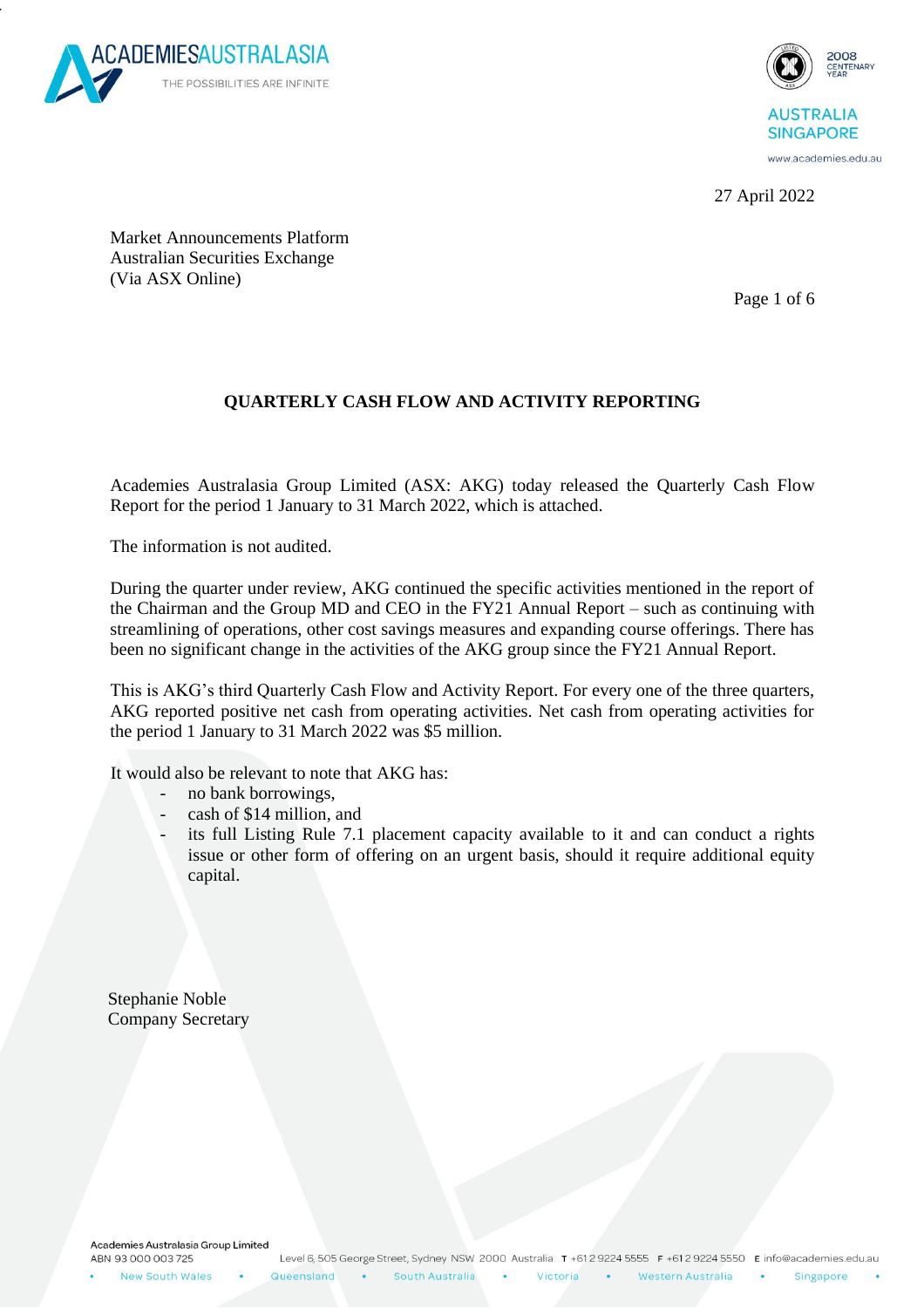27 April 2022

Market Announcements Platform
Australian Securities Exchange
(Via ASX Online)

## QUARTERLY CASH FLOW AND ACTIVITY REPORTING

Academies Australasia Group Limited (ASX: AKG) today released the Quarterly Cash Flow Report for the period 1 January to 31 March 2022, which is attached.

The information is not audited.

During the quarter under review, AKG continued the specific activities mentioned in the report of the Chairman and the Group MD and CEO in the FY21 Annual Report – such as continuing with streamlining of operations, other cost savings measures and expanding course offerings. There has been no significant change in the activities of the AKG group since the FY21 Annual Report.

This is AKG's third Quarterly Cash Flow and Activity Report. For every one of the three quarters, AKG reported positive net cash from operating activities. Net cash from operating activities for the period 1 January to 31 March 2022 was $5 million.

It would also be relevant to note that AKG has:

- no bank borrowings,
- cash of $14 million, and
- its full Listing Rule 7.1 placement capacity available to it and can conduct a rights issue or other form of offering on an urgent basis, should it require additional equity capital.

Stephanie Noble
Company Secretary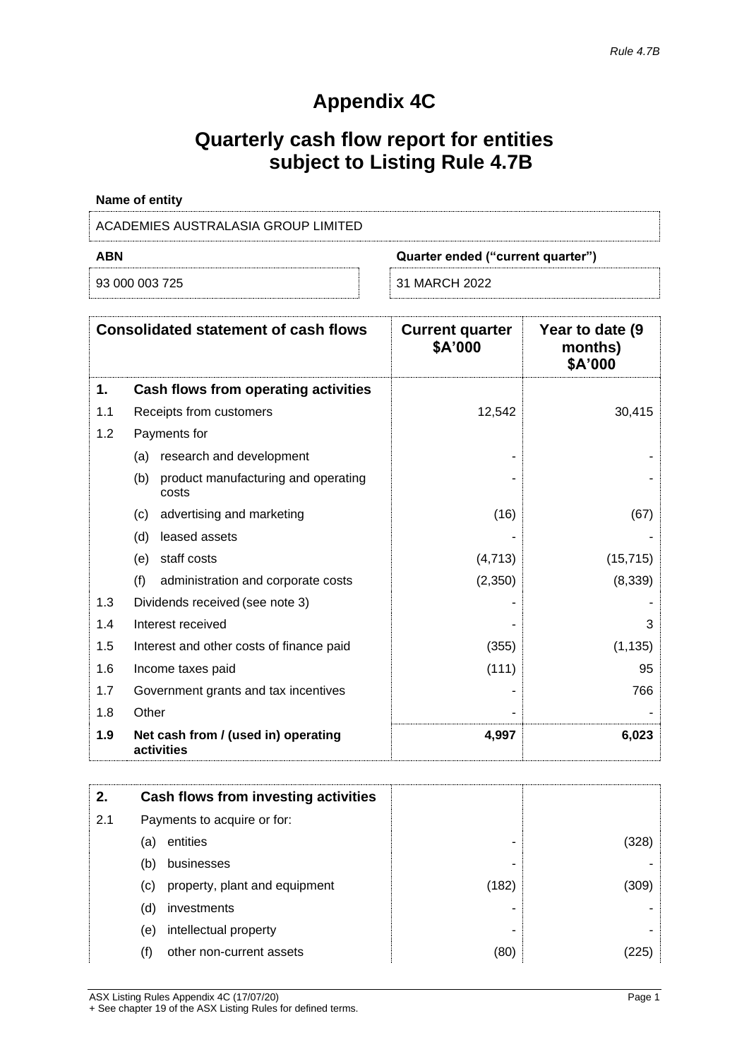*Rule 4.7B*

# Appendix 4C

## Quarterly cash flow report for entities subject to Listing Rule 4.7B

**Name of entity**

ACADEMIES AUSTRALASIA GROUP LIMITED

| ABN | Quarter ended ("current quarter") |
|---|---|
| 93 000 003 725 | 31 MARCH 2022 |

| | Consolidated statement of cash flows | Current quarter $A'000 | Year to date (9 months) $A'000 |
|---|---|---|---|
| **1.** | **Cash flows from operating activities** | | |
| 1.1 | Receipts from customers | 12,542 | 30,415 |
| 1.2 | Payments for | | |
| | (a) research and development | - | - |
| | (b) product manufacturing and operating costs | - | - |
| | (c) advertising and marketing | (16) | (67) |
| | (d) leased assets | - | - |
| | (e) staff costs | (4,713) | (15,715) |
| | (f) administration and corporate costs | (2,350) | (8,339) |
| 1.3 | Dividends received (see note 3) | - | - |
| 1.4 | Interest received | - | 3 |
| 1.5 | Interest and other costs of finance paid | (355) | (1,135) |
| 1.6 | Income taxes paid | (111) | 95 |
| 1.7 | Government grants and tax incentives | - | 766 |
| 1.8 | Other | - | - |
| **1.9** | **Net cash from / (used in) operating activities** | **4,997** | **6,023** |

| | | | |
|---|---|---|---|
| **2.** | **Cash flows from investing activities** | | |
| 2.1 | Payments to acquire or for: | | |
| | (a) entities | - | (328) |
| | (b) businesses | - | - |
| | (c) property, plant and equipment | (182) | (309) |
| | (d) investments | - | - |
| | (e) intellectual property | - | - |
| | (f) other non-current assets | (80) | (225) |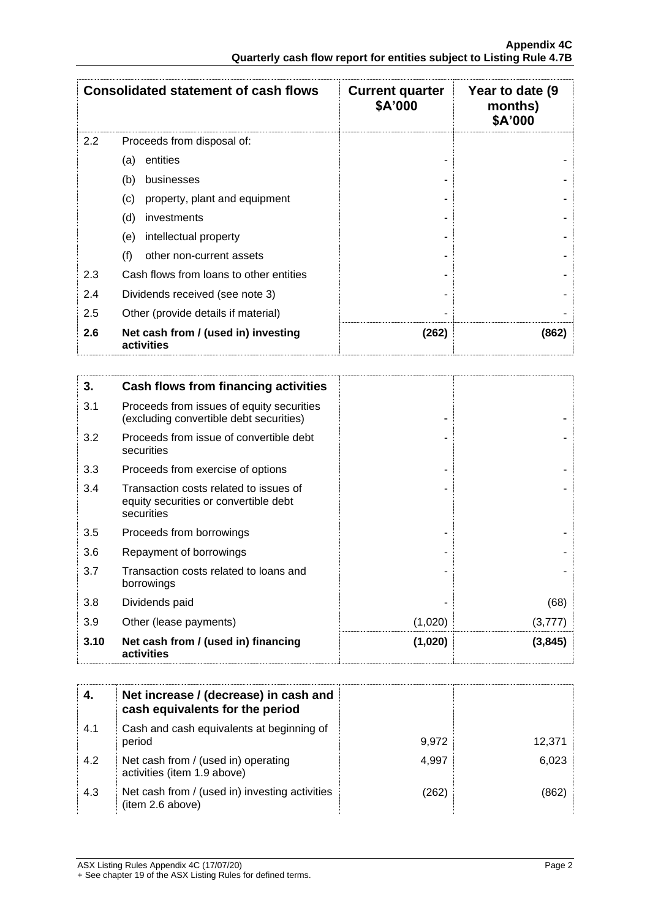| Consolidated statement of cash flows | | Current quarter $A'000 | Year to date (9 months) $A'000 |
|---|---|---|---|
| 2.2 | Proceeds from disposal of: | | |
| | (a) entities | - | - |
| | (b) businesses | - | - |
| | (c) property, plant and equipment | - | - |
| | (d) investments | - | - |
| | (e) intellectual property | - | - |
| | (f) other non-current assets | - | - |
| 2.3 | Cash flows from loans to other entities | - | - |
| 2.4 | Dividends received (see note 3) | - | - |
| 2.5 | Other (provide details if material) | - | - |
| **2.6** | **Net cash from / (used in) investing activities** | **(262)** | **(862)** |

| **3.** | **Cash flows from financing activities** | | |
|---|---|---|---|
| 3.1 | Proceeds from issues of equity securities (excluding convertible debt securities) | - | - |
| 3.2 | Proceeds from issue of convertible debt securities | - | - |
| 3.3 | Proceeds from exercise of options | - | - |
| 3.4 | Transaction costs related to issues of equity securities or convertible debt securities | - | - |
| 3.5 | Proceeds from borrowings | - | - |
| 3.6 | Repayment of borrowings | - | - |
| 3.7 | Transaction costs related to loans and borrowings | - | - |
| 3.8 | Dividends paid | - | (68) |
| 3.9 | Other (lease payments) | (1,020) | (3,777) |
| **3.10** | **Net cash from / (used in) financing activities** | **(1,020)** | **(3,845)** |

| **4.** | **Net increase / (decrease) in cash and cash equivalents for the period** | | |
|---|---|---|---|
| 4.1 | Cash and cash equivalents at beginning of period | 9,972 | 12,371 |
| 4.2 | Net cash from / (used in) operating activities (item 1.9 above) | 4,997 | 6,023 |
| 4.3 | Net cash from / (used in) investing activities (item 2.6 above) | (262) | (862) |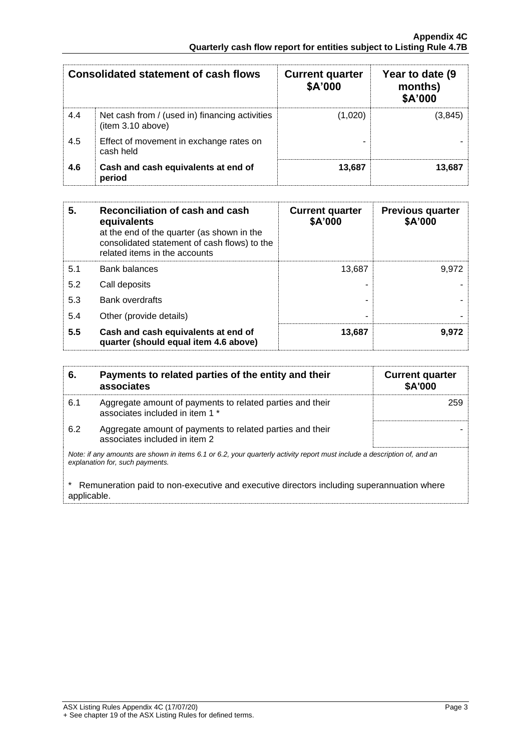| | Consolidated statement of cash flows | Current quarter $A'000 | Year to date (9 months) $A'000 |
|---|---|---|---|
| 4.4 | Net cash from / (used in) financing activities (item 3.10 above) | (1,020) | (3,845) |
| 4.5 | Effect of movement in exchange rates on cash held | - | - |
| **4.6** | **Cash and cash equivalents at end of period** | **13,687** | **13,687** |

| **5.** | **Reconciliation of cash and cash equivalents** at the end of the quarter (as shown in the consolidated statement of cash flows) to the related items in the accounts | **Current quarter $A'000** | **Previous quarter $A'000** |
|---|---|---|---|
| 5.1 | Bank balances | 13,687 | 9,972 |
| 5.2 | Call deposits | - | - |
| 5.3 | Bank overdrafts | - | - |
| 5.4 | Other (provide details) | - | - |
| **5.5** | **Cash and cash equivalents at end of quarter (should equal item 4.6 above)** | **13,687** | **9,972** |

| **6.** | **Payments to related parties of the entity and their associates** | **Current quarter $A'000** |
|---|---|---|
| 6.1 | Aggregate amount of payments to related parties and their associates included in item 1 * | 259 |
| 6.2 | Aggregate amount of payments to related parties and their associates included in item 2 | - |

*Note: if any amounts are shown in items 6.1 or 6.2, your quarterly activity report must include a description of, and an explanation for, such payments.*

\* Remuneration paid to non-executive and executive directors including superannuation where applicable.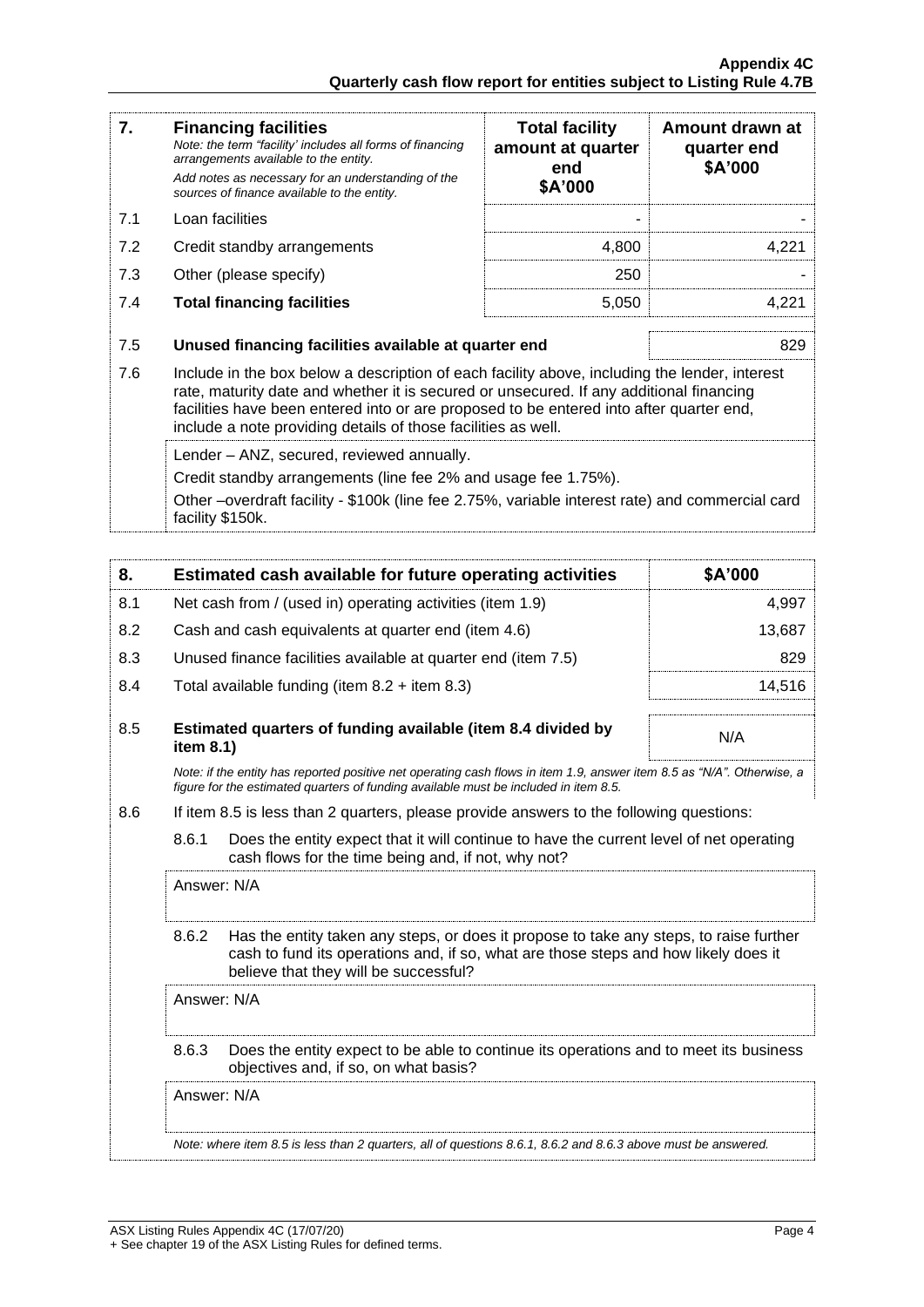| 7. | **Financing facilities**<br>*Note: the term "facility' includes all forms of financing arrangements available to the entity.*<br>*Add notes as necessary for an understanding of the sources of finance available to the entity.* | **Total facility amount at quarter end $A'000** | **Amount drawn at quarter end $A'000** |
|---|---|---|---|
| 7.1 | Loan facilities | - | - |
| 7.2 | Credit standby arrangements | 4,800 | 4,221 |
| 7.3 | Other (please specify) | 250 | - |
| 7.4 | **Total financing facilities** | 5,050 | 4,221 |

| | | |
|---|---|---|
| 7.5 | **Unused financing facilities available at quarter end** | 829 |
| 7.6 | Include in the box below a description of each facility above, including the lender, interest rate, maturity date and whether it is secured or unsecured. If any additional financing facilities have been entered into or are proposed to be entered into after quarter end, include a note providing details of those facilities as well. | |
| | Lender – ANZ, secured, reviewed annually.<br>Credit standby arrangements (line fee 2% and usage fee 1.75%).<br>Other –overdraft facility - $100k (line fee 2.75%, variable interest rate) and commercial card facility $150k. | |

| 8. | **Estimated cash available for future operating activities** | **$A'000** |
|---|---|---|
| 8.1 | Net cash from / (used in) operating activities (item 1.9) | 4,997 |
| 8.2 | Cash and cash equivalents at quarter end (item 4.6) | 13,687 |
| 8.3 | Unused finance facilities available at quarter end (item 7.5) | 829 |
| 8.4 | Total available funding (item 8.2 + item 8.3) | 14,516 |
| 8.5 | **Estimated quarters of funding available (item 8.4 divided by item 8.1)** | N/A |

*Note: if the entity has reported positive net operating cash flows in item 1.9, answer item 8.5 as "N/A". Otherwise, a figure for the estimated quarters of funding available must be included in item 8.5.*

8.6 If item 8.5 is less than 2 quarters, please provide answers to the following questions:

8.6.1 Does the entity expect that it will continue to have the current level of net operating cash flows for the time being and, if not, why not?

Answer: N/A

8.6.2 Has the entity taken any steps, or does it propose to take any steps, to raise further cash to fund its operations and, if so, what are those steps and how likely does it believe that they will be successful?

Answer: N/A

8.6.3 Does the entity expect to be able to continue its operations and to meet its business objectives and, if so, on what basis?

Answer: N/A

*Note: where item 8.5 is less than 2 quarters, all of questions 8.6.1, 8.6.2 and 8.6.3 above must be answered.*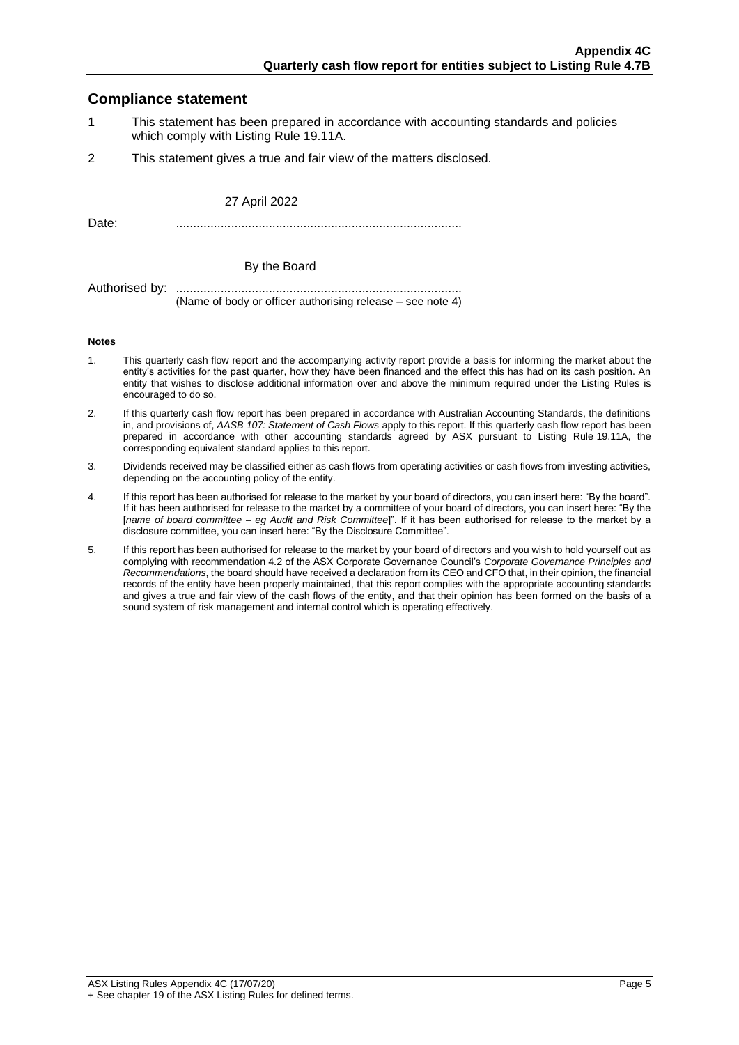## Compliance statement

1 This statement has been prepared in accordance with accounting standards and policies which comply with Listing Rule 19.11A.

2 This statement gives a true and fair view of the matters disclosed.

Date: 27 April 2022

Authorised by: By the Board
(Name of body or officer authorising release – see note 4)

#### Notes

1. This quarterly cash flow report and the accompanying activity report provide a basis for informing the market about the entity's activities for the past quarter, how they have been financed and the effect this has had on its cash position. An entity that wishes to disclose additional information over and above the minimum required under the Listing Rules is encouraged to do so.
2. If this quarterly cash flow report has been prepared in accordance with Australian Accounting Standards, the definitions in, and provisions of, *AASB 107: Statement of Cash Flows* apply to this report. If this quarterly cash flow report has been prepared in accordance with other accounting standards agreed by ASX pursuant to Listing Rule 19.11A, the corresponding equivalent standard applies to this report.
3. Dividends received may be classified either as cash flows from operating activities or cash flows from investing activities, depending on the accounting policy of the entity.
4. If this report has been authorised for release to the market by your board of directors, you can insert here: "By the board". If it has been authorised for release to the market by a committee of your board of directors, you can insert here: "By the [*name of board committee – eg Audit and Risk Committee*]". If it has been authorised for release to the market by a disclosure committee, you can insert here: "By the Disclosure Committee".
5. If this report has been authorised for release to the market by your board of directors and you wish to hold yourself out as complying with recommendation 4.2 of the ASX Corporate Governance Council's *Corporate Governance Principles and Recommendations*, the board should have received a declaration from its CEO and CFO that, in their opinion, the financial records of the entity have been properly maintained, that this report complies with the appropriate accounting standards and gives a true and fair view of the cash flows of the entity, and that their opinion has been formed on the basis of a sound system of risk management and internal control which is operating effectively.